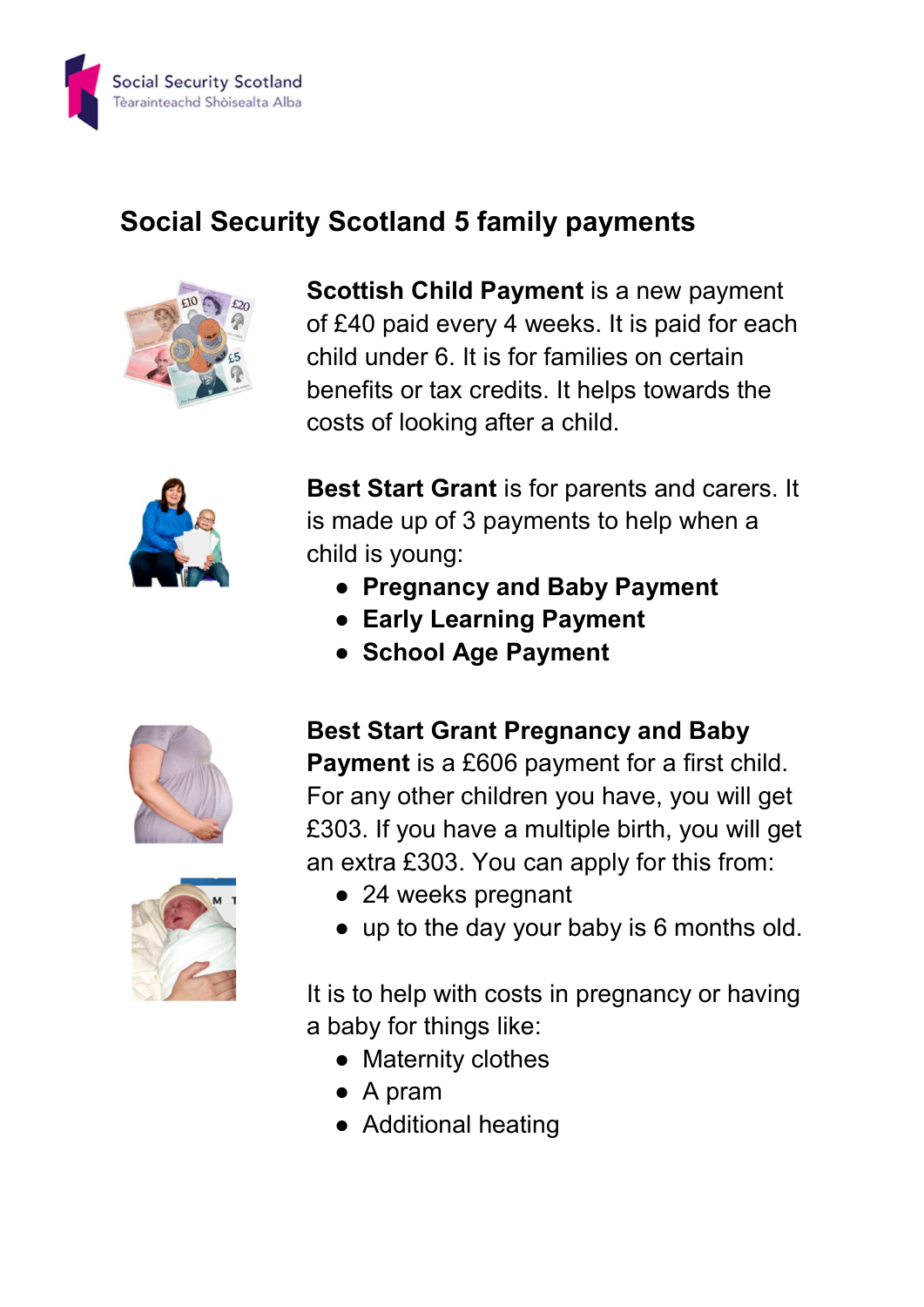Social Security Scotland
Tèarainteachd Shòisealta Alba

# Social Security Scotland 5 family payments

**Scottish Child Payment** is a new payment of £40 paid every 4 weeks. It is paid for each child under 6. It is for families on certain benefits or tax credits. It helps towards the costs of looking after a child.

**Best Start Grant** is for parents and carers. It is made up of 3 payments to help when a child is young:

- **Pregnancy and Baby Payment**
- **Early Learning Payment**
- **School Age Payment**

**Best Start Grant Pregnancy and Baby Payment** is a £606 payment for a first child. For any other children you have, you will get £303. If you have a multiple birth, you will get an extra £303. You can apply for this from:

- 24 weeks pregnant
- up to the day your baby is 6 months old.

It is to help with costs in pregnancy or having a baby for things like:

- Maternity clothes
- A pram
- Additional heating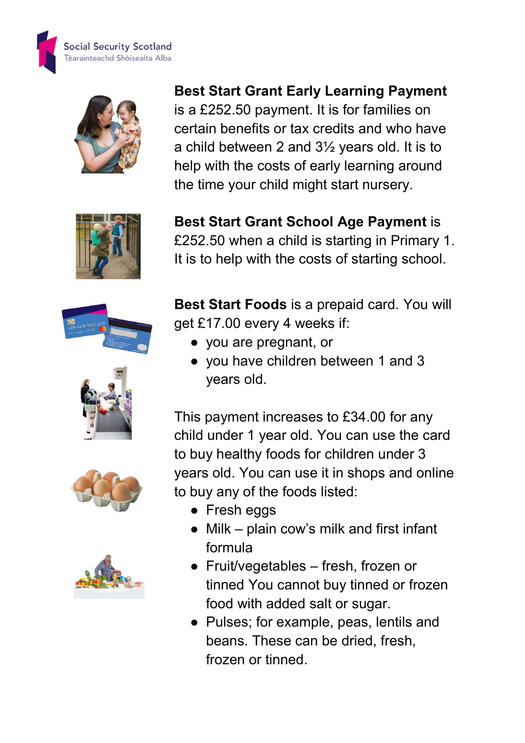**Best Start Grant Early Learning Payment** is a £252.50 payment. It is for families on certain benefits or tax credits and who have a child between 2 and 3½ years old. It is to help with the costs of early learning around the time your child might start nursery.

**Best Start Grant School Age Payment** is £252.50 when a child is starting in Primary 1. It is to help with the costs of starting school.

**Best Start Foods** is a prepaid card. You will get £17.00 every 4 weeks if:

- you are pregnant, or
- you have children between 1 and 3 years old.

This payment increases to £34.00 for any child under 1 year old. You can use the card to buy healthy foods for children under 3 years old. You can use it in shops and online to buy any of the foods listed:

- Fresh eggs
- Milk – plain cow's milk and first infant formula
- Fruit/vegetables – fresh, frozen or tinned You cannot buy tinned or frozen food with added salt or sugar.
- Pulses; for example, peas, lentils and beans. These can be dried, fresh, frozen or tinned.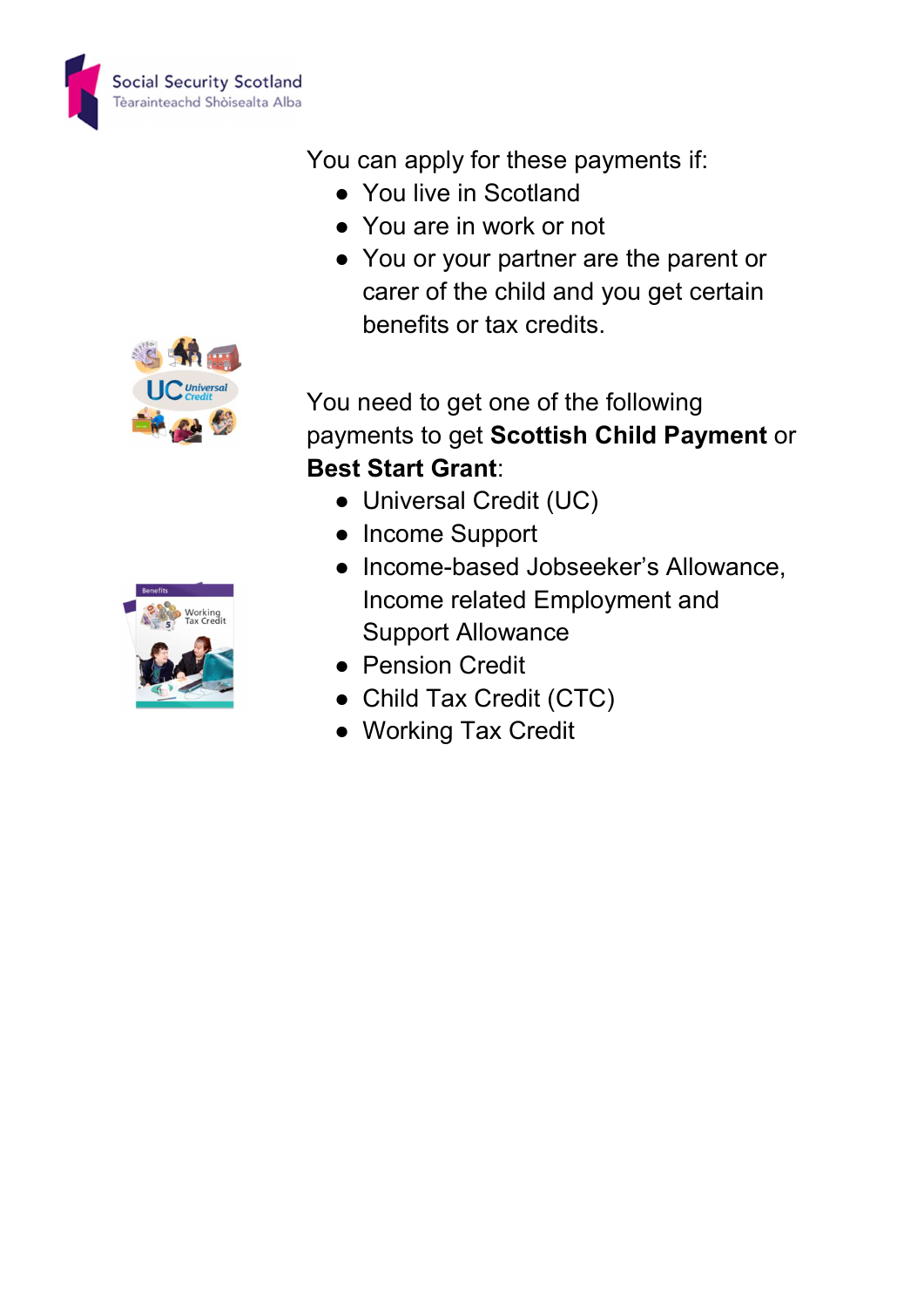You can apply for these payments if:

- You live in Scotland
- You are in work or not
- You or your partner are the parent or carer of the child and you get certain benefits or tax credits.

You need to get one of the following payments to get **Scottish Child Payment** or **Best Start Grant**:

- Universal Credit (UC)
- Income Support
- Income-based Jobseeker's Allowance, Income related Employment and Support Allowance
- Pension Credit
- Child Tax Credit (CTC)
- Working Tax Credit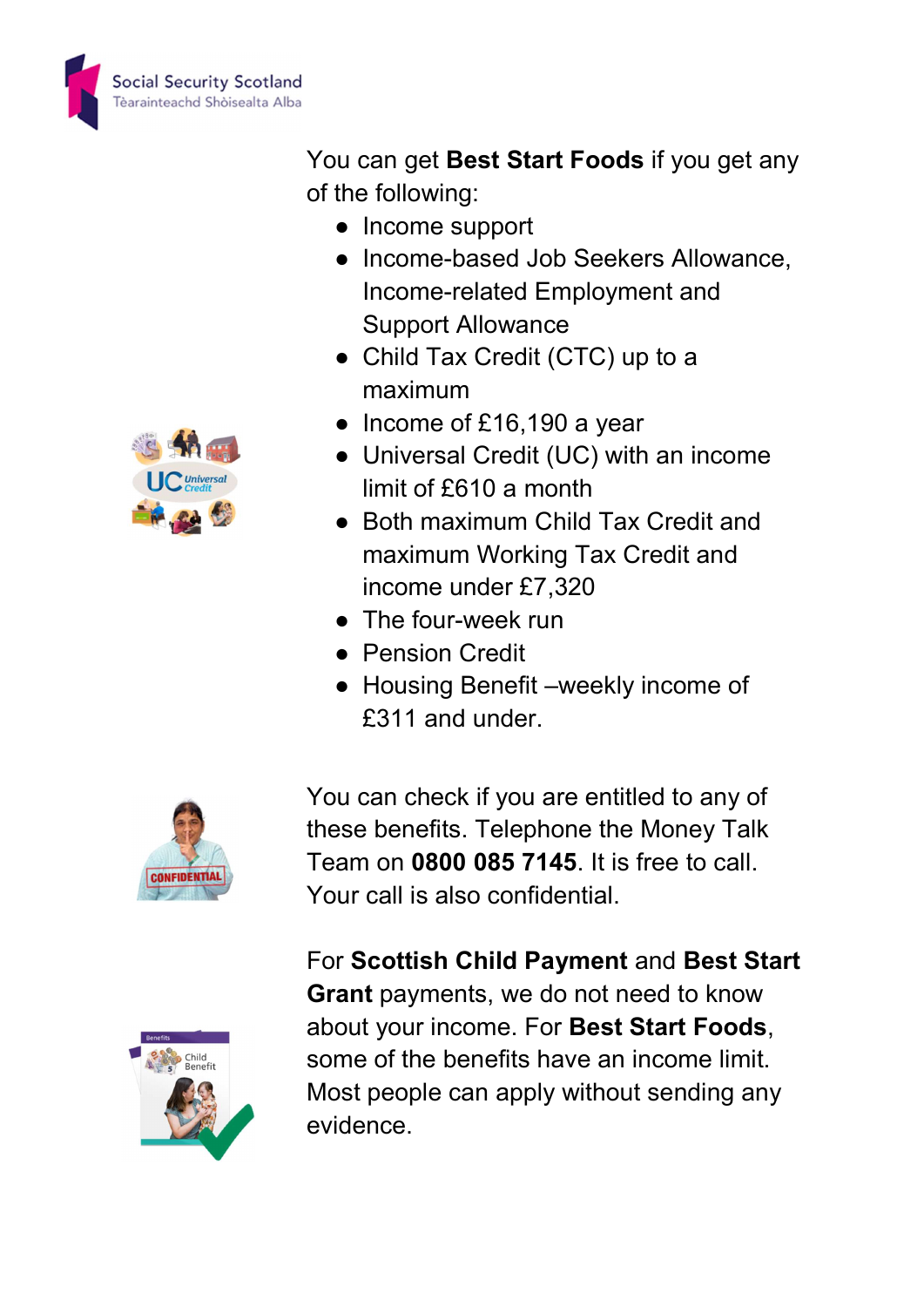You can get **Best Start Foods** if you get any of the following:

- Income support
- Income-based Job Seekers Allowance, Income-related Employment and Support Allowance
- Child Tax Credit (CTC) up to a maximum
- Income of £16,190 a year
- Universal Credit (UC) with an income limit of £610 a month
- Both maximum Child Tax Credit and maximum Working Tax Credit and income under £7,320
- The four-week run
- Pension Credit
- Housing Benefit –weekly income of £311 and under.

You can check if you are entitled to any of these benefits. Telephone the Money Talk Team on **0800 085 7145**. It is free to call. Your call is also confidential.

For **Scottish Child Payment** and **Best Start Grant** payments, we do not need to know about your income. For **Best Start Foods**, some of the benefits have an income limit. Most people can apply without sending any evidence.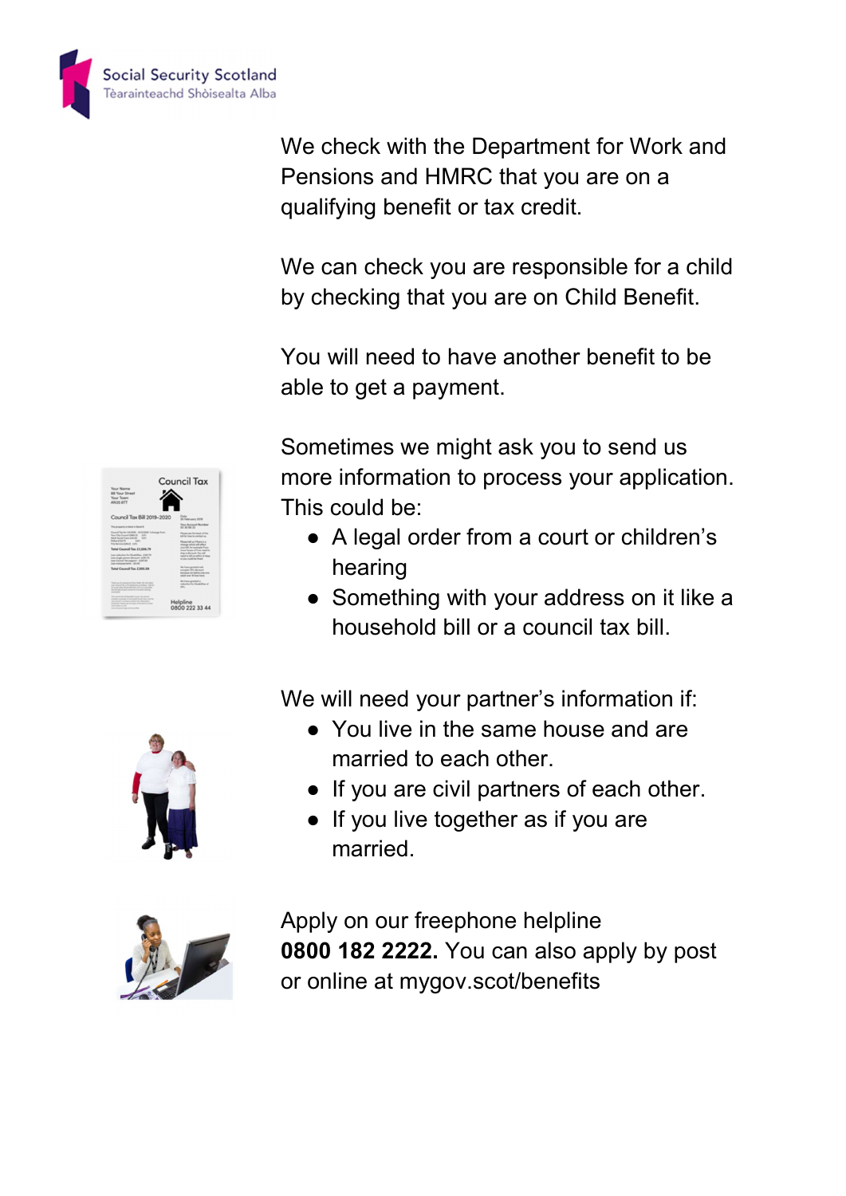We check with the Department for Work and Pensions and HMRC that you are on a qualifying benefit or tax credit.

We can check you are responsible for a child by checking that you are on Child Benefit.

You will need to have another benefit to be able to get a payment.

Sometimes we might ask you to send us more information to process your application. This could be:

- A legal order from a court or children's hearing
- Something with your address on it like a household bill or a council tax bill.

We will need your partner's information if:

- You live in the same house and are married to each other.
- If you are civil partners of each other.
- If you live together as if you are married.

Apply on our freephone helpline **0800 182 2222.** You can also apply by post or online at mygov.scot/benefits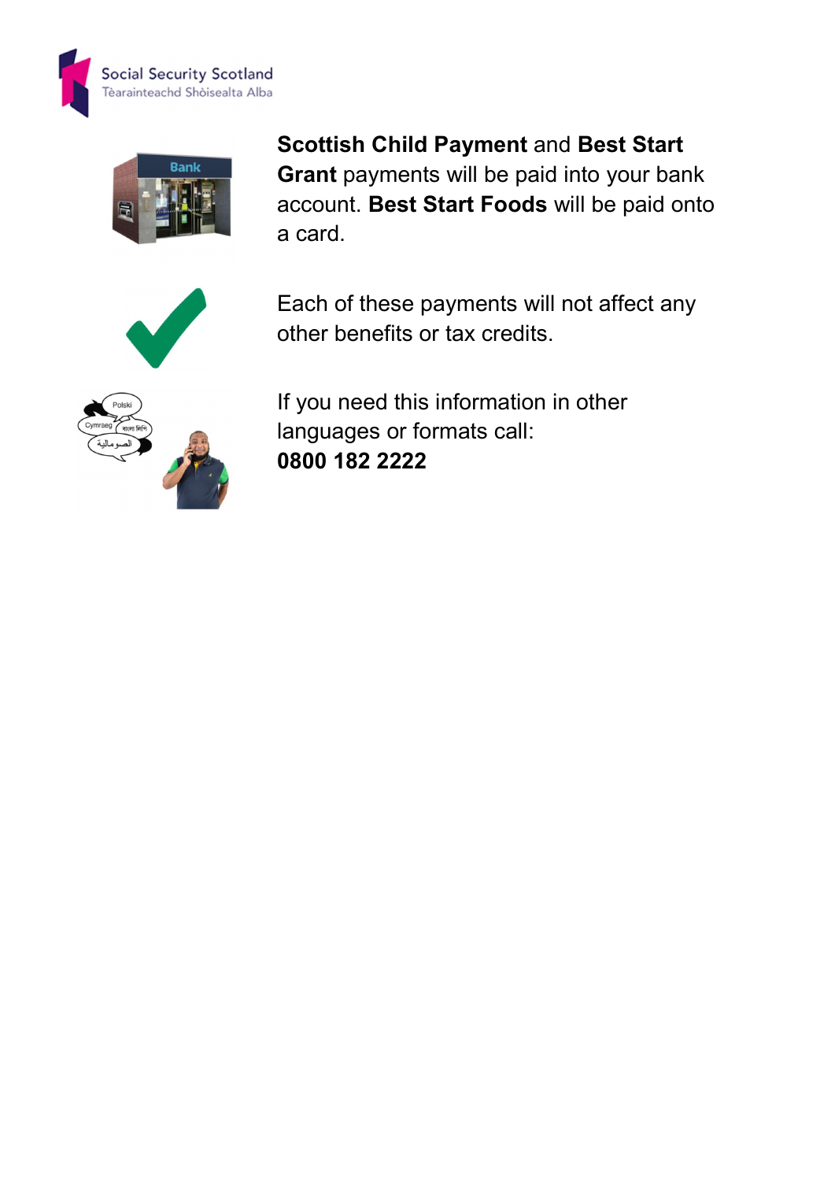**Scottish Child Payment** and **Best Start Grant** payments will be paid into your bank account. **Best Start Foods** will be paid onto a card.

Each of these payments will not affect any other benefits or tax credits.

If you need this information in other languages or formats call:
**0800 182 2222**